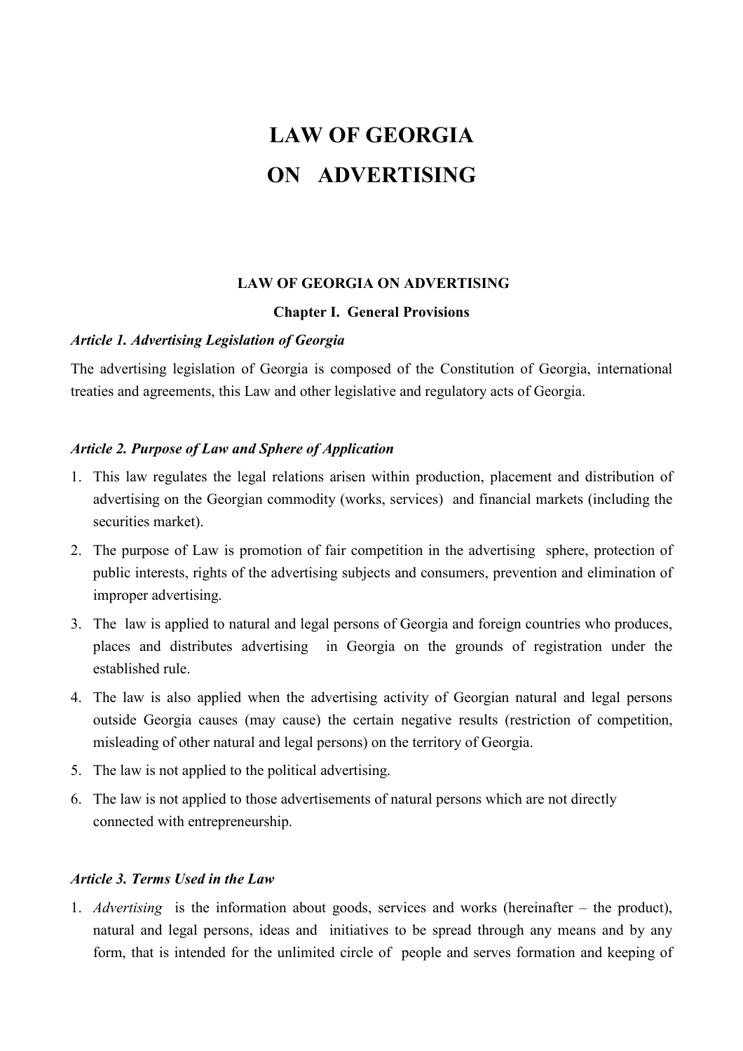# LAW OF GEORGIA
# ON ADVERTISING

### LAW OF GEORGIA ON ADVERTISING

### Chapter I. General Provisions

***Article 1. Advertising Legislation of Georgia***

The advertising legislation of Georgia is composed of the Constitution of Georgia, international treaties and agreements, this Law and other legislative and regulatory acts of Georgia.

***Article 2. Purpose of Law and Sphere of Application***

1. This law regulates the legal relations arisen within production, placement and distribution of advertising on the Georgian commodity (works, services) and financial markets (including the securities market).
2. The purpose of Law is promotion of fair competition in the advertising sphere, protection of public interests, rights of the advertising subjects and consumers, prevention and elimination of improper advertising.
3. The law is applied to natural and legal persons of Georgia and foreign countries who produces, places and distributes advertising in Georgia on the grounds of registration under the established rule.
4. The law is also applied when the advertising activity of Georgian natural and legal persons outside Georgia causes (may cause) the certain negative results (restriction of competition, misleading of other natural and legal persons) on the territory of Georgia.
5. The law is not applied to the political advertising.
6. The law is not applied to those advertisements of natural persons which are not directly connected with entrepreneurship.

***Article 3. Terms Used in the Law***

1. *Advertising* is the information about goods, services and works (hereinafter – the product), natural and legal persons, ideas and initiatives to be spread through any means and by any form, that is intended for the unlimited circle of people and serves formation and keeping of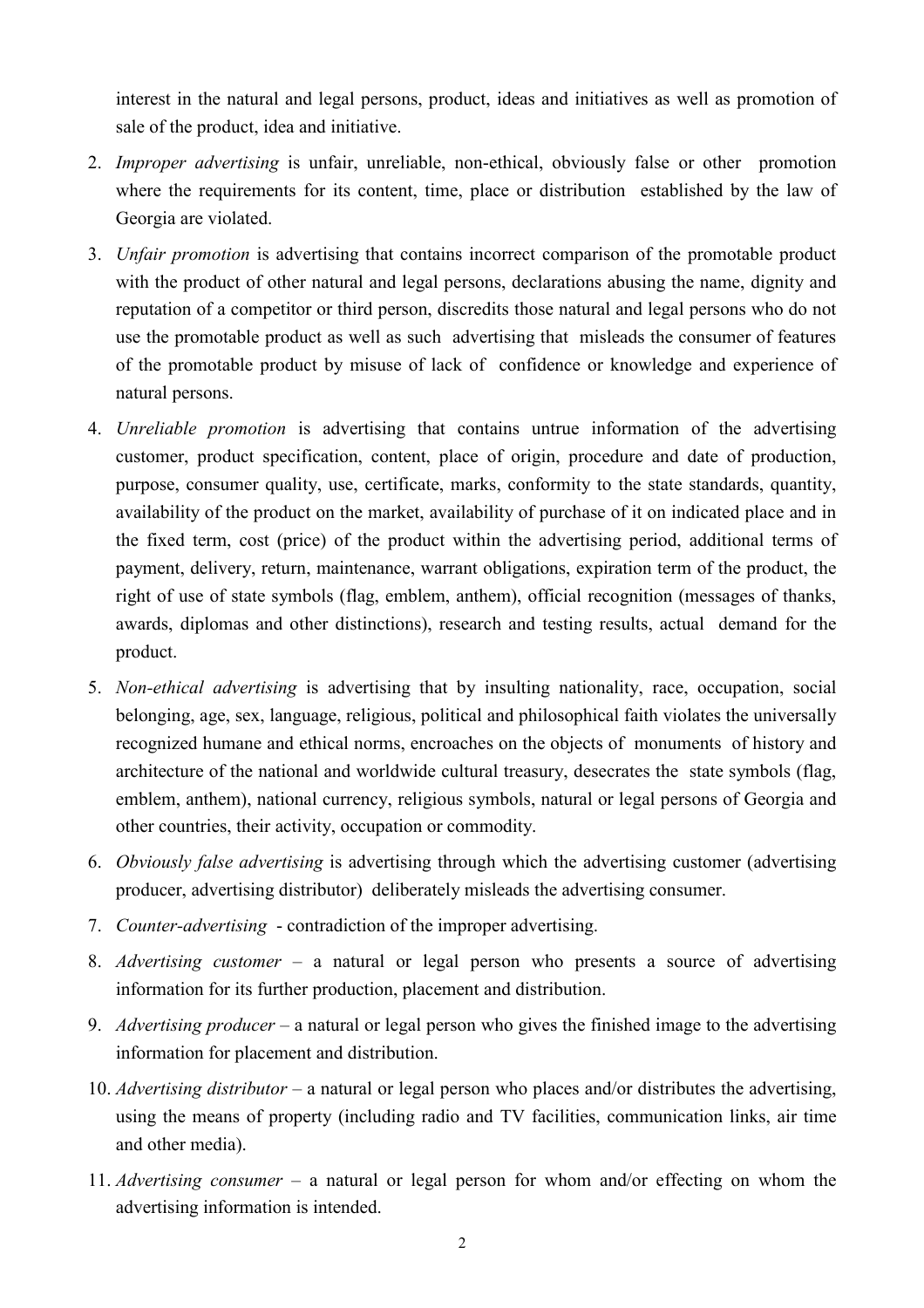interest in the natural and legal persons, product, ideas and initiatives as well as promotion of sale of the product, idea and initiative.

2. *Improper advertising* is unfair, unreliable, non-ethical, obviously false or other promotion where the requirements for its content, time, place or distribution established by the law of Georgia are violated.
3. *Unfair promotion* is advertising that contains incorrect comparison of the promotable product with the product of other natural and legal persons, declarations abusing the name, dignity and reputation of a competitor or third person, discredits those natural and legal persons who do not use the promotable product as well as such advertising that misleads the consumer of features of the promotable product by misuse of lack of confidence or knowledge and experience of natural persons.
4. *Unreliable promotion* is advertising that contains untrue information of the advertising customer, product specification, content, place of origin, procedure and date of production, purpose, consumer quality, use, certificate, marks, conformity to the state standards, quantity, availability of the product on the market, availability of purchase of it on indicated place and in the fixed term, cost (price) of the product within the advertising period, additional terms of payment, delivery, return, maintenance, warrant obligations, expiration term of the product, the right of use of state symbols (flag, emblem, anthem), official recognition (messages of thanks, awards, diplomas and other distinctions), research and testing results, actual demand for the product.
5. *Non-ethical advertising* is advertising that by insulting nationality, race, occupation, social belonging, age, sex, language, religious, political and philosophical faith violates the universally recognized humane and ethical norms, encroaches on the objects of monuments of history and architecture of the national and worldwide cultural treasury, desecrates the state symbols (flag, emblem, anthem), national currency, religious symbols, natural or legal persons of Georgia and other countries, their activity, occupation or commodity.
6. *Obviously false advertising* is advertising through which the advertising customer (advertising producer, advertising distributor) deliberately misleads the advertising consumer.
7. *Counter-advertising* - contradiction of the improper advertising.
8. *Advertising customer* – a natural or legal person who presents a source of advertising information for its further production, placement and distribution.
9. *Advertising producer* – a natural or legal person who gives the finished image to the advertising information for placement and distribution.
10. *Advertising distributor* – a natural or legal person who places and/or distributes the advertising, using the means of property (including radio and TV facilities, communication links, air time and other media).
11. *Advertising consumer* – a natural or legal person for whom and/or effecting on whom the advertising information is intended.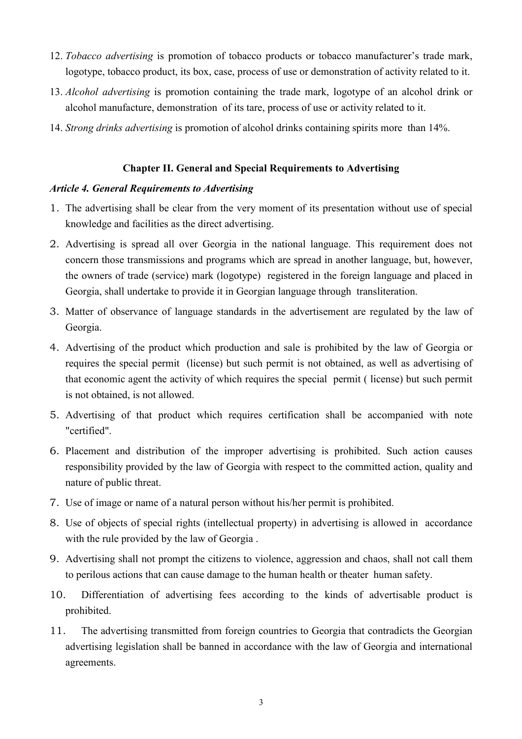12. *Tobacco advertising* is promotion of tobacco products or tobacco manufacturer's trade mark, logotype, tobacco product, its box, case, process of use or demonstration of activity related to it.
13. *Alcohol advertising* is promotion containing the trade mark, logotype of an alcohol drink or alcohol manufacture, demonstration of its tare, process of use or activity related to it.
14. *Strong drinks advertising* is promotion of alcohol drinks containing spirits more than 14%.

### Chapter II. General and Special Requirements to Advertising

#### *Article 4. General Requirements to Advertising*

1. The advertising shall be clear from the very moment of its presentation without use of special knowledge and facilities as the direct advertising.
2. Advertising is spread all over Georgia in the national language. This requirement does not concern those transmissions and programs which are spread in another language, but, however, the owners of trade (service) mark (logotype) registered in the foreign language and placed in Georgia, shall undertake to provide it in Georgian language through transliteration.
3. Matter of observance of language standards in the advertisement are regulated by the law of Georgia.
4. Advertising of the product which production and sale is prohibited by the law of Georgia or requires the special permit (license) but such permit is not obtained, as well as advertising of that economic agent the activity of which requires the special permit ( license) but such permit is not obtained, is not allowed.
5. Advertising of that product which requires certification shall be accompanied with note "certified".
6. Placement and distribution of the improper advertising is prohibited. Such action causes responsibility provided by the law of Georgia with respect to the committed action, quality and nature of public threat.
7. Use of image or name of a natural person without his/her permit is prohibited.
8. Use of objects of special rights (intellectual property) in advertising is allowed in accordance with the rule provided by the law of Georgia .
9. Advertising shall not prompt the citizens to violence, aggression and chaos, shall not call them to perilous actions that can cause damage to the human health or theater human safety.
10. Differentiation of advertising fees according to the kinds of advertisable product is prohibited.
11. The advertising transmitted from foreign countries to Georgia that contradicts the Georgian advertising legislation shall be banned in accordance with the law of Georgia and international agreements.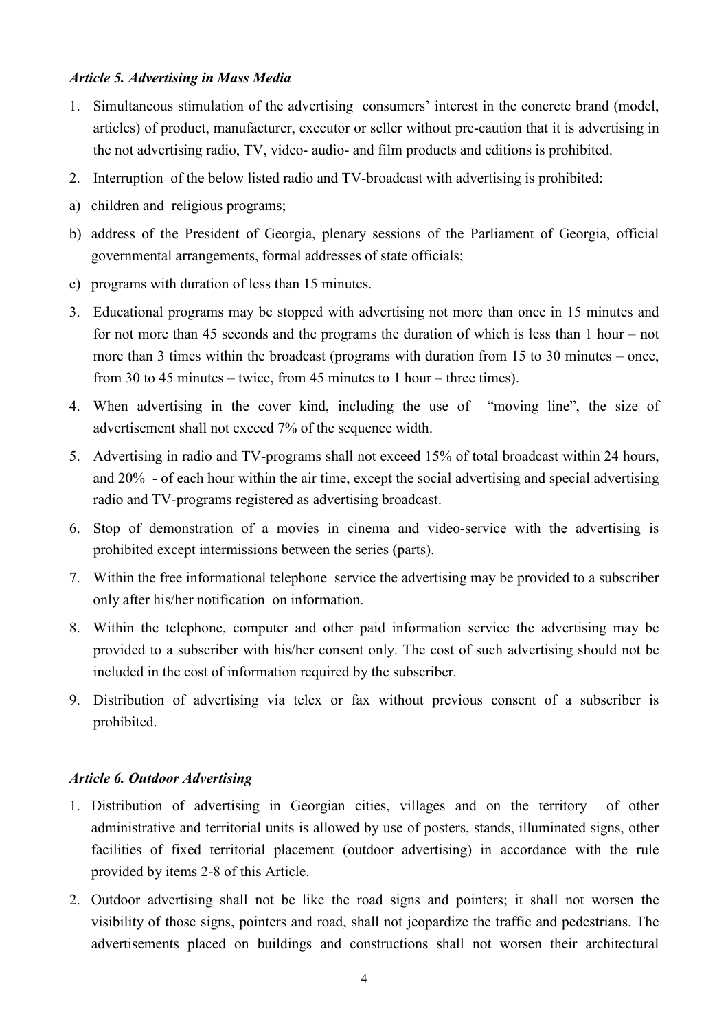### *Article 5. Advertising in Mass Media*

1. Simultaneous stimulation of the advertising consumers' interest in the concrete brand (model, articles) of product, manufacturer, executor or seller without pre-caution that it is advertising in the not advertising radio, TV, video- audio- and film products and editions is prohibited.
2. Interruption of the below listed radio and TV-broadcast with advertising is prohibited:

a) children and religious programs;

b) address of the President of Georgia, plenary sessions of the Parliament of Georgia, official governmental arrangements, formal addresses of state officials;

c) programs with duration of less than 15 minutes.

3. Educational programs may be stopped with advertising not more than once in 15 minutes and for not more than 45 seconds and the programs the duration of which is less than 1 hour – not more than 3 times within the broadcast (programs with duration from 15 to 30 minutes – once, from 30 to 45 minutes – twice, from 45 minutes to 1 hour – three times).
4. When advertising in the cover kind, including the use of "moving line", the size of advertisement shall not exceed 7% of the sequence width.
5. Advertising in radio and TV-programs shall not exceed 15% of total broadcast within 24 hours, and 20% - of each hour within the air time, except the social advertising and special advertising radio and TV-programs registered as advertising broadcast.
6. Stop of demonstration of a movies in cinema and video-service with the advertising is prohibited except intermissions between the series (parts).
7. Within the free informational telephone service the advertising may be provided to a subscriber only after his/her notification on information.
8. Within the telephone, computer and other paid information service the advertising may be provided to a subscriber with his/her consent only. The cost of such advertising should not be included in the cost of information required by the subscriber.
9. Distribution of advertising via telex or fax without previous consent of a subscriber is prohibited.

### *Article 6. Outdoor Advertising*

1. Distribution of advertising in Georgian cities, villages and on the territory of other administrative and territorial units is allowed by use of posters, stands, illuminated signs, other facilities of fixed territorial placement (outdoor advertising) in accordance with the rule provided by items 2-8 of this Article.
2. Outdoor advertising shall not be like the road signs and pointers; it shall not worsen the visibility of those signs, pointers and road, shall not jeopardize the traffic and pedestrians. The advertisements placed on buildings and constructions shall not worsen their architectural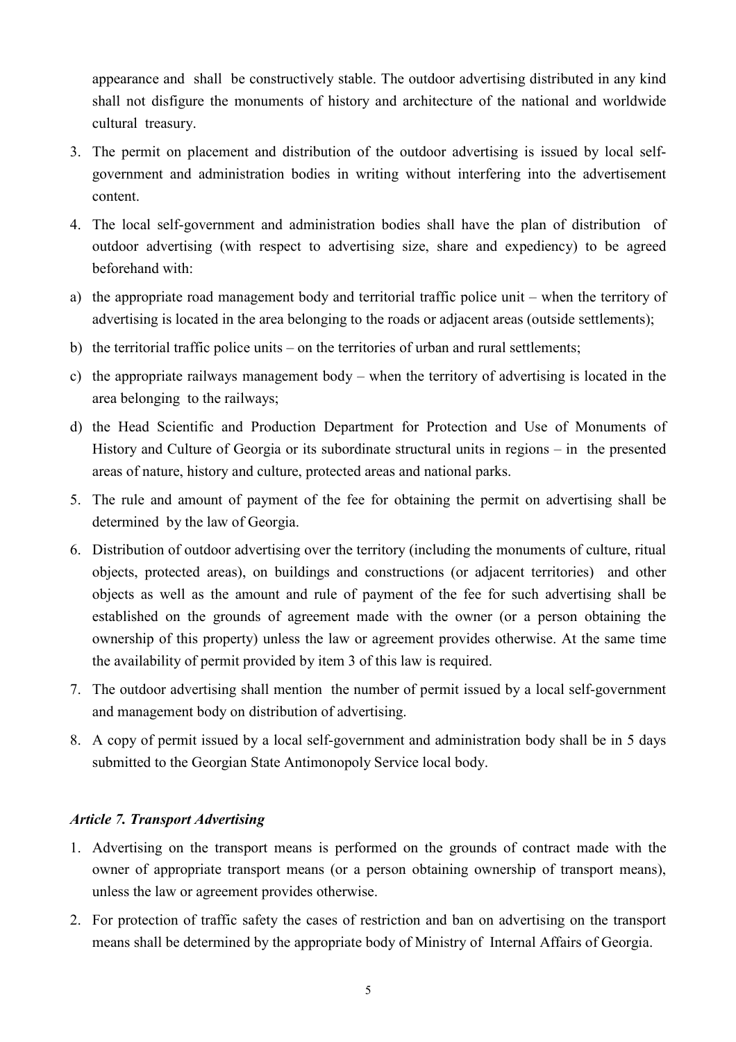appearance and shall be constructively stable. The outdoor advertising distributed in any kind shall not disfigure the monuments of history and architecture of the national and worldwide cultural treasury.

3. The permit on placement and distribution of the outdoor advertising is issued by local self-government and administration bodies in writing without interfering into the advertisement content.
4. The local self-government and administration bodies shall have the plan of distribution of outdoor advertising (with respect to advertising size, share and expediency) to be agreed beforehand with:

a) the appropriate road management body and territorial traffic police unit – when the territory of advertising is located in the area belonging to the roads or adjacent areas (outside settlements);

b) the territorial traffic police units – on the territories of urban and rural settlements;

c) the appropriate railways management body – when the territory of advertising is located in the area belonging to the railways;

d) the Head Scientific and Production Department for Protection and Use of Monuments of History and Culture of Georgia or its subordinate structural units in regions – in the presented areas of nature, history and culture, protected areas and national parks.

5. The rule and amount of payment of the fee for obtaining the permit on advertising shall be determined by the law of Georgia.
6. Distribution of outdoor advertising over the territory (including the monuments of culture, ritual objects, protected areas), on buildings and constructions (or adjacent territories) and other objects as well as the amount and rule of payment of the fee for such advertising shall be established on the grounds of agreement made with the owner (or a person obtaining the ownership of this property) unless the law or agreement provides otherwise. At the same time the availability of permit provided by item 3 of this law is required.
7. The outdoor advertising shall mention the number of permit issued by a local self-government and management body on distribution of advertising.
8. A copy of permit issued by a local self-government and administration body shall be in 5 days submitted to the Georgian State Antimonopoly Service local body.

### *Article 7. Transport Advertising*

1. Advertising on the transport means is performed on the grounds of contract made with the owner of appropriate transport means (or a person obtaining ownership of transport means), unless the law or agreement provides otherwise.
2. For protection of traffic safety the cases of restriction and ban on advertising on the transport means shall be determined by the appropriate body of Ministry of Internal Affairs of Georgia.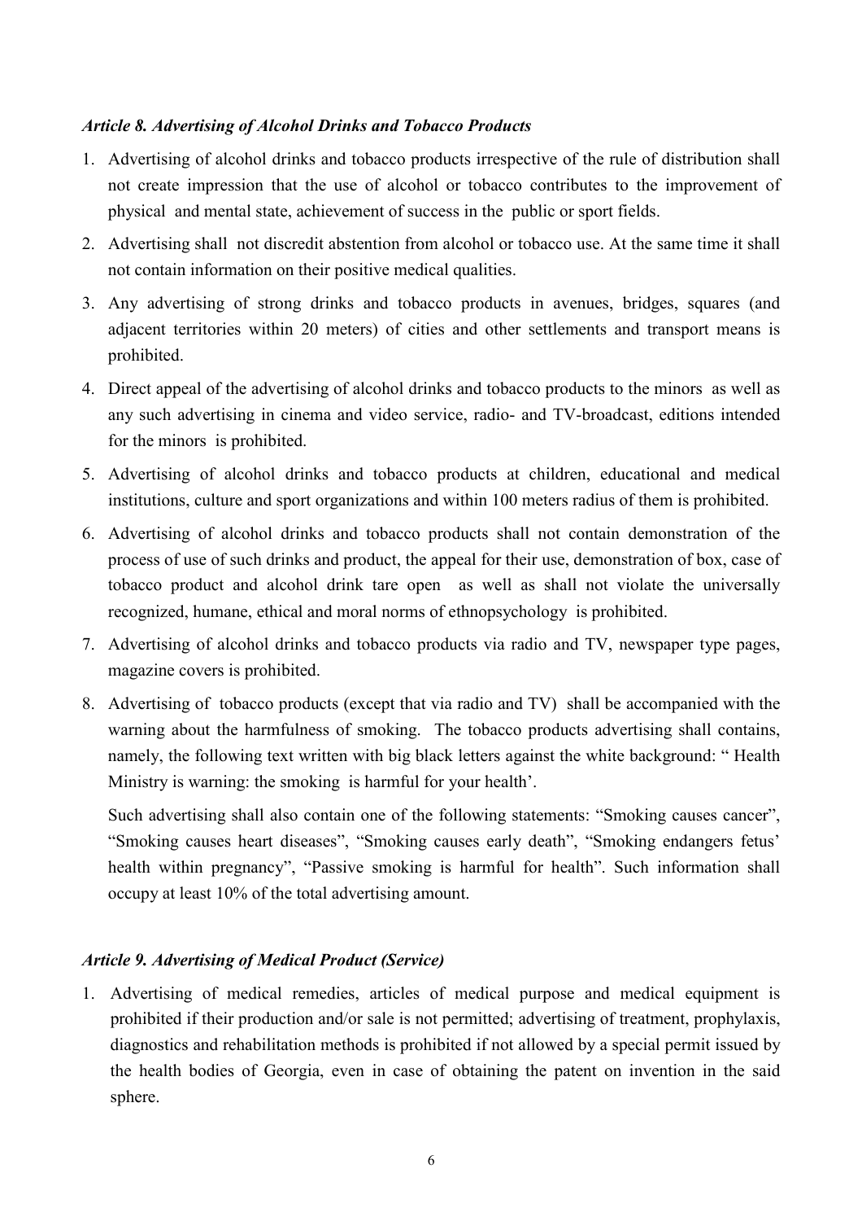### *Article 8. Advertising of Alcohol Drinks and Tobacco Products*

1. Advertising of alcohol drinks and tobacco products irrespective of the rule of distribution shall not create impression that the use of alcohol or tobacco contributes to the improvement of physical and mental state, achievement of success in the public or sport fields.
2. Advertising shall not discredit abstention from alcohol or tobacco use. At the same time it shall not contain information on their positive medical qualities.
3. Any advertising of strong drinks and tobacco products in avenues, bridges, squares (and adjacent territories within 20 meters) of cities and other settlements and transport means is prohibited.
4. Direct appeal of the advertising of alcohol drinks and tobacco products to the minors as well as any such advertising in cinema and video service, radio- and TV-broadcast, editions intended for the minors is prohibited.
5. Advertising of alcohol drinks and tobacco products at children, educational and medical institutions, culture and sport organizations and within 100 meters radius of them is prohibited.
6. Advertising of alcohol drinks and tobacco products shall not contain demonstration of the process of use of such drinks and product, the appeal for their use, demonstration of box, case of tobacco product and alcohol drink tare open as well as shall not violate the universally recognized, humane, ethical and moral norms of ethnopsychology is prohibited.
7. Advertising of alcohol drinks and tobacco products via radio and TV, newspaper type pages, magazine covers is prohibited.
8. Advertising of tobacco products (except that via radio and TV) shall be accompanied with the warning about the harmfulness of smoking. The tobacco products advertising shall contains, namely, the following text written with big black letters against the white background: " Health Ministry is warning: the smoking is harmful for your health'.

   Such advertising shall also contain one of the following statements: "Smoking causes cancer", "Smoking causes heart diseases", "Smoking causes early death", "Smoking endangers fetus' health within pregnancy", "Passive smoking is harmful for health". Such information shall occupy at least 10% of the total advertising amount.

### *Article 9. Advertising of Medical Product (Service)*

1. Advertising of medical remedies, articles of medical purpose and medical equipment is prohibited if their production and/or sale is not permitted; advertising of treatment, prophylaxis, diagnostics and rehabilitation methods is prohibited if not allowed by a special permit issued by the health bodies of Georgia, even in case of obtaining the patent on invention in the said sphere.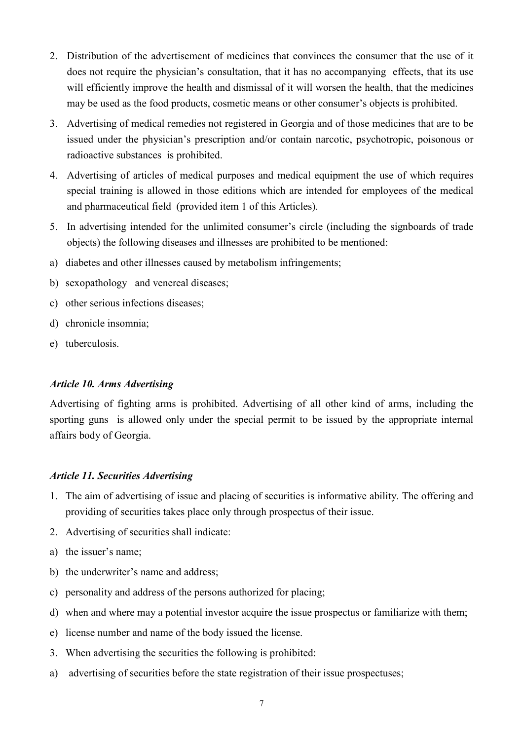2. Distribution of the advertisement of medicines that convinces the consumer that the use of it does not require the physician's consultation, that it has no accompanying effects, that its use will efficiently improve the health and dismissal of it will worsen the health, that the medicines may be used as the food products, cosmetic means or other consumer's objects is prohibited.
3. Advertising of medical remedies not registered in Georgia and of those medicines that are to be issued under the physician's prescription and/or contain narcotic, psychotropic, poisonous or radioactive substances is prohibited.
4. Advertising of articles of medical purposes and medical equipment the use of which requires special training is allowed in those editions which are intended for employees of the medical and pharmaceutical field (provided item 1 of this Articles).
5. In advertising intended for the unlimited consumer's circle (including the signboards of trade objects) the following diseases and illnesses are prohibited to be mentioned:

a) diabetes and other illnesses caused by metabolism infringements;

b) sexopathology and venereal diseases;

c) other serious infections diseases;

d) chronicle insomnia;

e) tuberculosis.

### *Article 10. Arms Advertising*

Advertising of fighting arms is prohibited. Advertising of all other kind of arms, including the sporting guns is allowed only under the special permit to be issued by the appropriate internal affairs body of Georgia.

### *Article 11. Securities Advertising*

1. The aim of advertising of issue and placing of securities is informative ability. The offering and providing of securities takes place only through prospectus of their issue.
2. Advertising of securities shall indicate:

a) the issuer's name;

b) the underwriter's name and address;

c) personality and address of the persons authorized for placing;

d) when and where may a potential investor acquire the issue prospectus or familiarize with them;

e) license number and name of the body issued the license.

3. When advertising the securities the following is prohibited:

a) advertising of securities before the state registration of their issue prospectuses;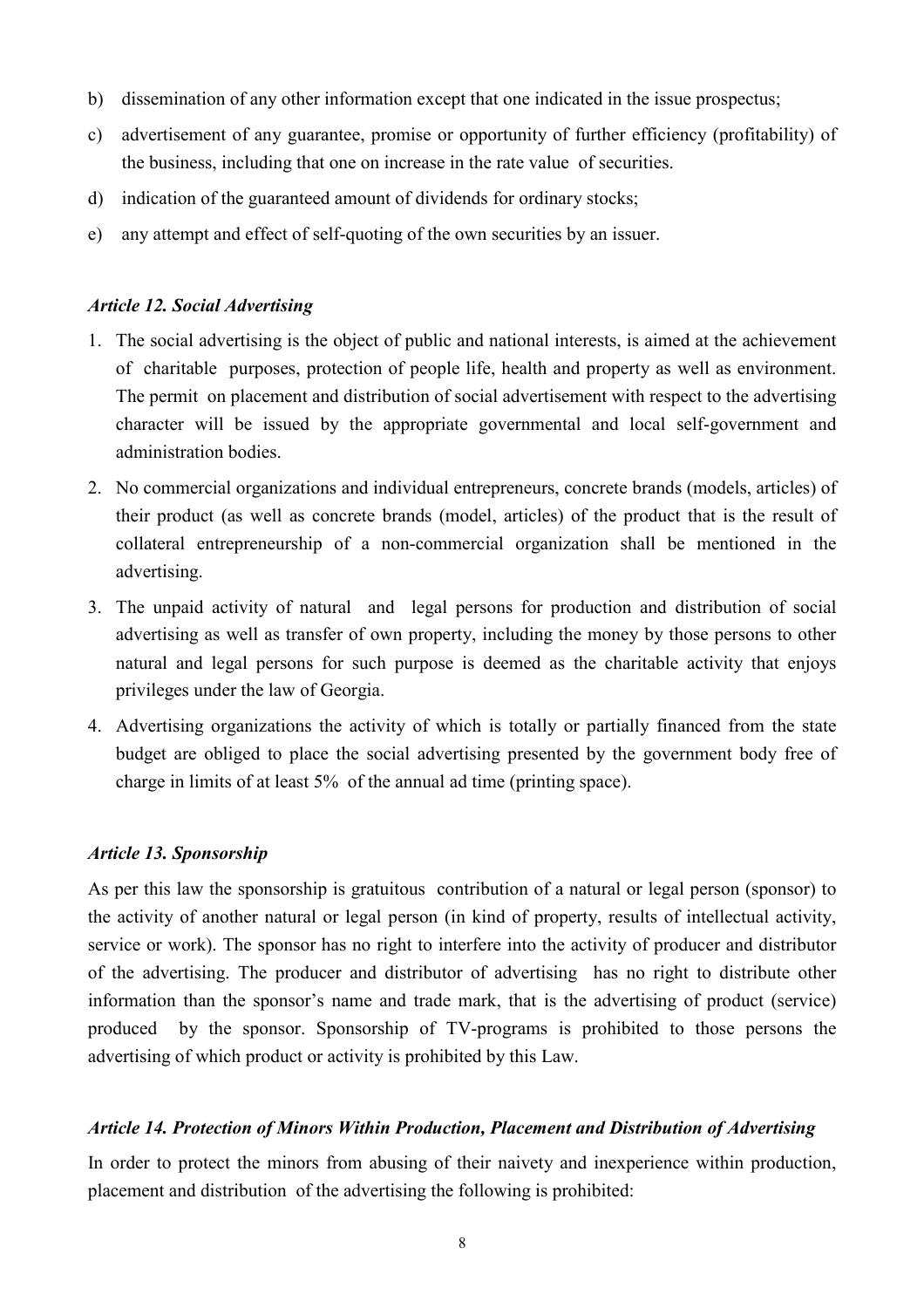b) dissemination of any other information except that one indicated in the issue prospectus;

c) advertisement of any guarantee, promise or opportunity of further efficiency (profitability) of the business, including that one on increase in the rate value of securities.

d) indication of the guaranteed amount of dividends for ordinary stocks;

e) any attempt and effect of self-quoting of the own securities by an issuer.

***Article 12. Social Advertising***

1. The social advertising is the object of public and national interests, is aimed at the achievement of charitable purposes, protection of people life, health and property as well as environment. The permit on placement and distribution of social advertisement with respect to the advertising character will be issued by the appropriate governmental and local self-government and administration bodies.
2. No commercial organizations and individual entrepreneurs, concrete brands (models, articles) of their product (as well as concrete brands (model, articles) of the product that is the result of collateral entrepreneurship of a non-commercial organization shall be mentioned in the advertising.
3. The unpaid activity of natural and legal persons for production and distribution of social advertising as well as transfer of own property, including the money by those persons to other natural and legal persons for such purpose is deemed as the charitable activity that enjoys privileges under the law of Georgia.
4. Advertising organizations the activity of which is totally or partially financed from the state budget are obliged to place the social advertising presented by the government body free of charge in limits of at least 5% of the annual ad time (printing space).

***Article 13. Sponsorship***

As per this law the sponsorship is gratuitous contribution of a natural or legal person (sponsor) to the activity of another natural or legal person (in kind of property, results of intellectual activity, service or work). The sponsor has no right to interfere into the activity of producer and distributor of the advertising. The producer and distributor of advertising has no right to distribute other information than the sponsor's name and trade mark, that is the advertising of product (service) produced by the sponsor. Sponsorship of TV-programs is prohibited to those persons the advertising of which product or activity is prohibited by this Law.

***Article 14. Protection of Minors Within Production, Placement and Distribution of Advertising***

In order to protect the minors from abusing of their naivety and inexperience within production, placement and distribution of the advertising the following is prohibited: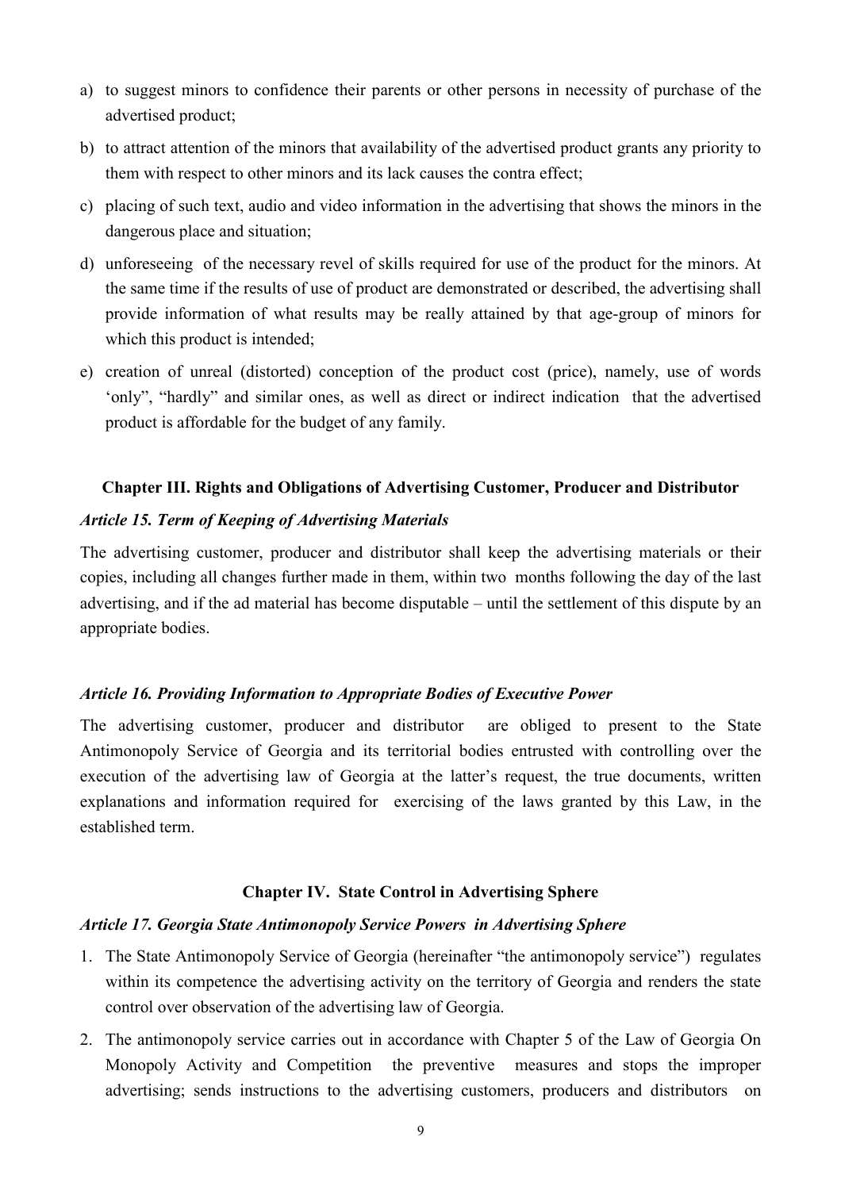a) to suggest minors to confidence their parents or other persons in necessity of purchase of the advertised product;
b) to attract attention of the minors that availability of the advertised product grants any priority to them with respect to other minors and its lack causes the contra effect;
c) placing of such text, audio and video information in the advertising that shows the minors in the dangerous place and situation;
d) unforeseeing of the necessary revel of skills required for use of the product for the minors. At the same time if the results of use of product are demonstrated or described, the advertising shall provide information of what results may be really attained by that age-group of minors for which this product is intended;
e) creation of unreal (distorted) conception of the product cost (price), namely, use of words 'only", "hardly" and similar ones, as well as direct or indirect indication that the advertised product is affordable for the budget of any family.

## Chapter III. Rights and Obligations of Advertising Customer, Producer and Distributor

### *Article 15. Term of Keeping of Advertising Materials*

The advertising customer, producer and distributor shall keep the advertising materials or their copies, including all changes further made in them, within two months following the day of the last advertising, and if the ad material has become disputable – until the settlement of this dispute by an appropriate bodies.

### *Article 16. Providing Information to Appropriate Bodies of Executive Power*

The advertising customer, producer and distributor are obliged to present to the State Antimonopoly Service of Georgia and its territorial bodies entrusted with controlling over the execution of the advertising law of Georgia at the latter's request, the true documents, written explanations and information required for exercising of the laws granted by this Law, in the established term.

## Chapter IV. State Control in Advertising Sphere

### *Article 17. Georgia State Antimonopoly Service Powers in Advertising Sphere*

1. The State Antimonopoly Service of Georgia (hereinafter "the antimonopoly service") regulates within its competence the advertising activity on the territory of Georgia and renders the state control over observation of the advertising law of Georgia.
2. The antimonopoly service carries out in accordance with Chapter 5 of the Law of Georgia On Monopoly Activity and Competition the preventive measures and stops the improper advertising; sends instructions to the advertising customers, producers and distributors on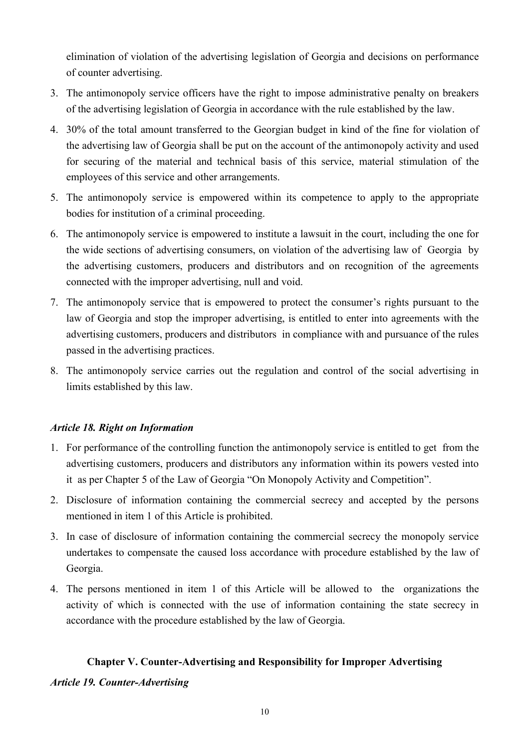elimination of violation of the advertising legislation of Georgia and decisions on performance of counter advertising.

3. The antimonopoly service officers have the right to impose administrative penalty on breakers of the advertising legislation of Georgia in accordance with the rule established by the law.
4. 30% of the total amount transferred to the Georgian budget in kind of the fine for violation of the advertising law of Georgia shall be put on the account of the antimonopoly activity and used for securing of the material and technical basis of this service, material stimulation of the employees of this service and other arrangements.
5. The antimonopoly service is empowered within its competence to apply to the appropriate bodies for institution of a criminal proceeding.
6. The antimonopoly service is empowered to institute a lawsuit in the court, including the one for the wide sections of advertising consumers, on violation of the advertising law of Georgia by the advertising customers, producers and distributors and on recognition of the agreements connected with the improper advertising, null and void.
7. The antimonopoly service that is empowered to protect the consumer's rights pursuant to the law of Georgia and stop the improper advertising, is entitled to enter into agreements with the advertising customers, producers and distributors in compliance with and pursuance of the rules passed in the advertising practices.
8. The antimonopoly service carries out the regulation and control of the social advertising in limits established by this law.

### *Article 18. Right on Information*

1. For performance of the controlling function the antimonopoly service is entitled to get from the advertising customers, producers and distributors any information within its powers vested into it as per Chapter 5 of the Law of Georgia "On Monopoly Activity and Competition".
2. Disclosure of information containing the commercial secrecy and accepted by the persons mentioned in item 1 of this Article is prohibited.
3. In case of disclosure of information containing the commercial secrecy the monopoly service undertakes to compensate the caused loss accordance with procedure established by the law of Georgia.
4. The persons mentioned in item 1 of this Article will be allowed to the organizations the activity of which is connected with the use of information containing the state secrecy in accordance with the procedure established by the law of Georgia.

## Chapter V. Counter-Advertising and Responsibility for Improper Advertising

### *Article 19. Counter-Advertising*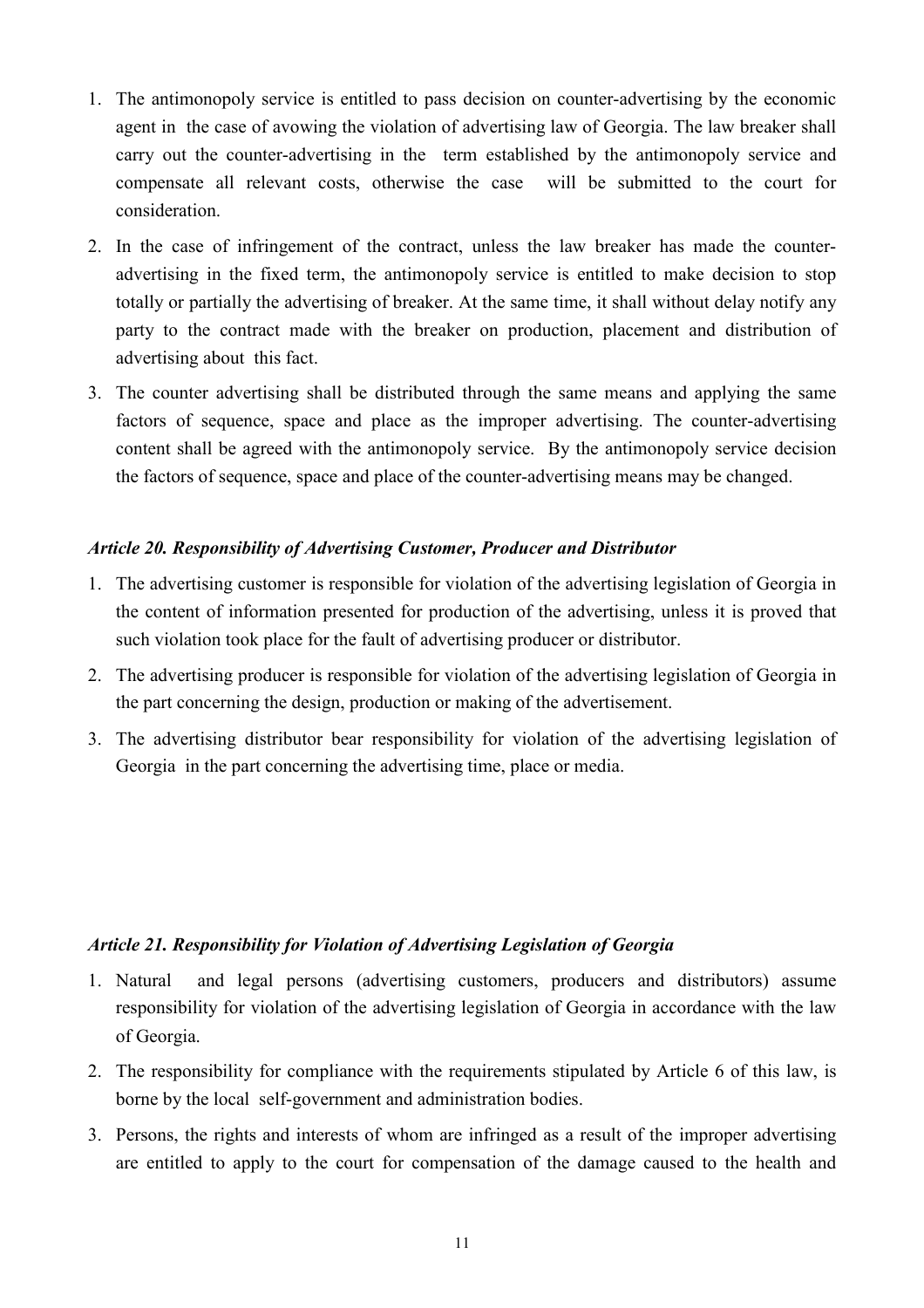1. The antimonopoly service is entitled to pass decision on counter-advertising by the economic agent in the case of avowing the violation of advertising law of Georgia. The law breaker shall carry out the counter-advertising in the term established by the antimonopoly service and compensate all relevant costs, otherwise the case will be submitted to the court for consideration.
2. In the case of infringement of the contract, unless the law breaker has made the counter-advertising in the fixed term, the antimonopoly service is entitled to make decision to stop totally or partially the advertising of breaker. At the same time, it shall without delay notify any party to the contract made with the breaker on production, placement and distribution of advertising about this fact.
3. The counter advertising shall be distributed through the same means and applying the same factors of sequence, space and place as the improper advertising. The counter-advertising content shall be agreed with the antimonopoly service. By the antimonopoly service decision the factors of sequence, space and place of the counter-advertising means may be changed.

### *Article 20. Responsibility of Advertising Customer, Producer and Distributor*

1. The advertising customer is responsible for violation of the advertising legislation of Georgia in the content of information presented for production of the advertising, unless it is proved that such violation took place for the fault of advertising producer or distributor.
2. The advertising producer is responsible for violation of the advertising legislation of Georgia in the part concerning the design, production or making of the advertisement.
3. The advertising distributor bear responsibility for violation of the advertising legislation of Georgia in the part concerning the advertising time, place or media.

### *Article 21. Responsibility for Violation of Advertising Legislation of Georgia*

1. Natural and legal persons (advertising customers, producers and distributors) assume responsibility for violation of the advertising legislation of Georgia in accordance with the law of Georgia.
2. The responsibility for compliance with the requirements stipulated by Article 6 of this law, is borne by the local self-government and administration bodies.
3. Persons, the rights and interests of whom are infringed as a result of the improper advertising are entitled to apply to the court for compensation of the damage caused to the health and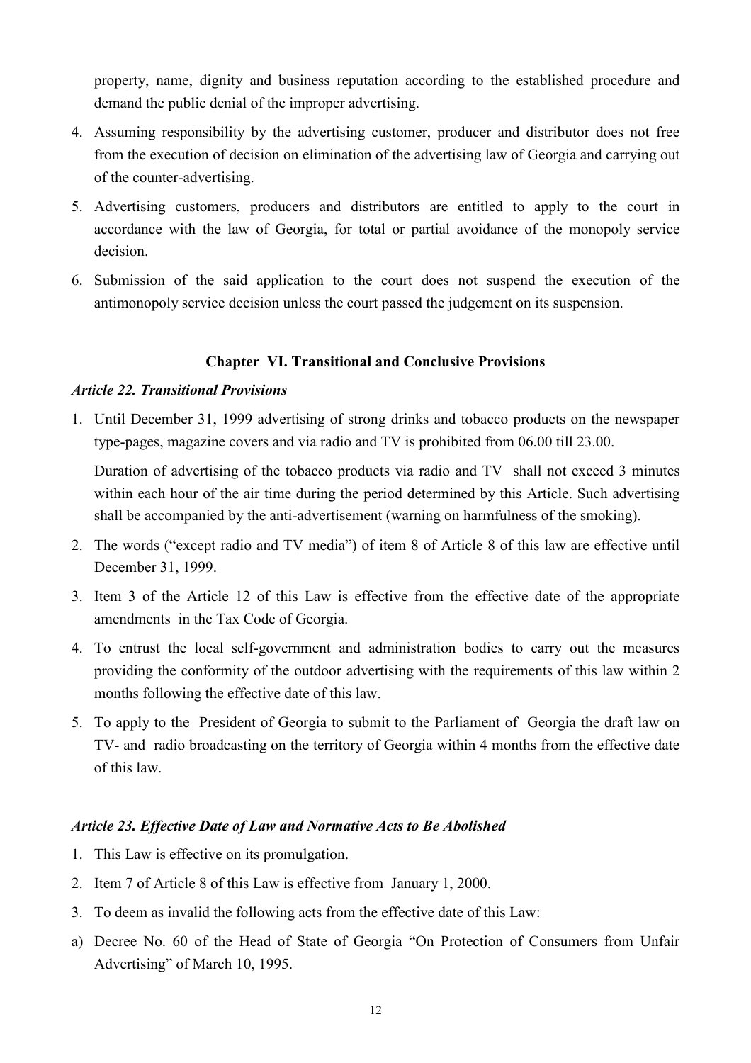property, name, dignity and business reputation according to the established procedure and demand the public denial of the improper advertising.

4. Assuming responsibility by the advertising customer, producer and distributor does not free from the execution of decision on elimination of the advertising law of Georgia and carrying out of the counter-advertising.
5. Advertising customers, producers and distributors are entitled to apply to the court in accordance with the law of Georgia, for total or partial avoidance of the monopoly service decision.
6. Submission of the said application to the court does not suspend the execution of the antimonopoly service decision unless the court passed the judgement on its suspension.

## Chapter VI. Transitional and Conclusive Provisions

### *Article 22. Transitional Provisions*

1. Until December 31, 1999 advertising of strong drinks and tobacco products on the newspaper type-pages, magazine covers and via radio and TV is prohibited from 06.00 till 23.00.

   Duration of advertising of the tobacco products via radio and TV shall not exceed 3 minutes within each hour of the air time during the period determined by this Article. Such advertising shall be accompanied by the anti-advertisement (warning on harmfulness of the smoking).

2. The words ("except radio and TV media") of item 8 of Article 8 of this law are effective until December 31, 1999.
3. Item 3 of the Article 12 of this Law is effective from the effective date of the appropriate amendments in the Tax Code of Georgia.
4. To entrust the local self-government and administration bodies to carry out the measures providing the conformity of the outdoor advertising with the requirements of this law within 2 months following the effective date of this law.
5. To apply to the President of Georgia to submit to the Parliament of Georgia the draft law on TV- and radio broadcasting on the territory of Georgia within 4 months from the effective date of this law.

### *Article 23. Effective Date of Law and Normative Acts to Be Abolished*

1. This Law is effective on its promulgation.
2. Item 7 of Article 8 of this Law is effective from January 1, 2000.
3. To deem as invalid the following acts from the effective date of this Law:

a) Decree No. 60 of the Head of State of Georgia "On Protection of Consumers from Unfair Advertising" of March 10, 1995.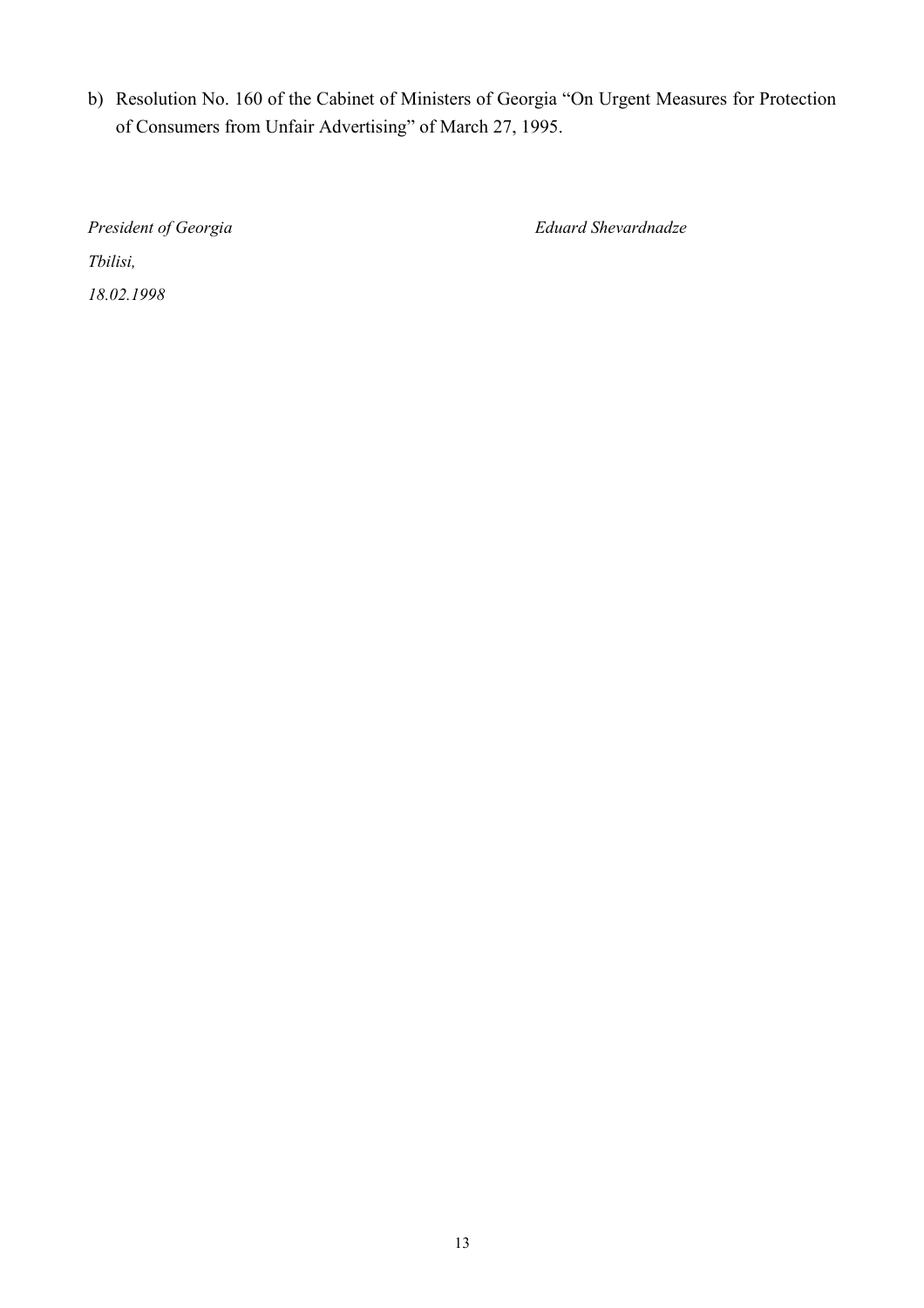b) Resolution No. 160 of the Cabinet of Ministers of Georgia "On Urgent Measures for Protection of Consumers from Unfair Advertising" of March 27, 1995.

*President of Georgia* *Eduard Shevardnadze*

*Tbilisi,*

*18.02.1998*